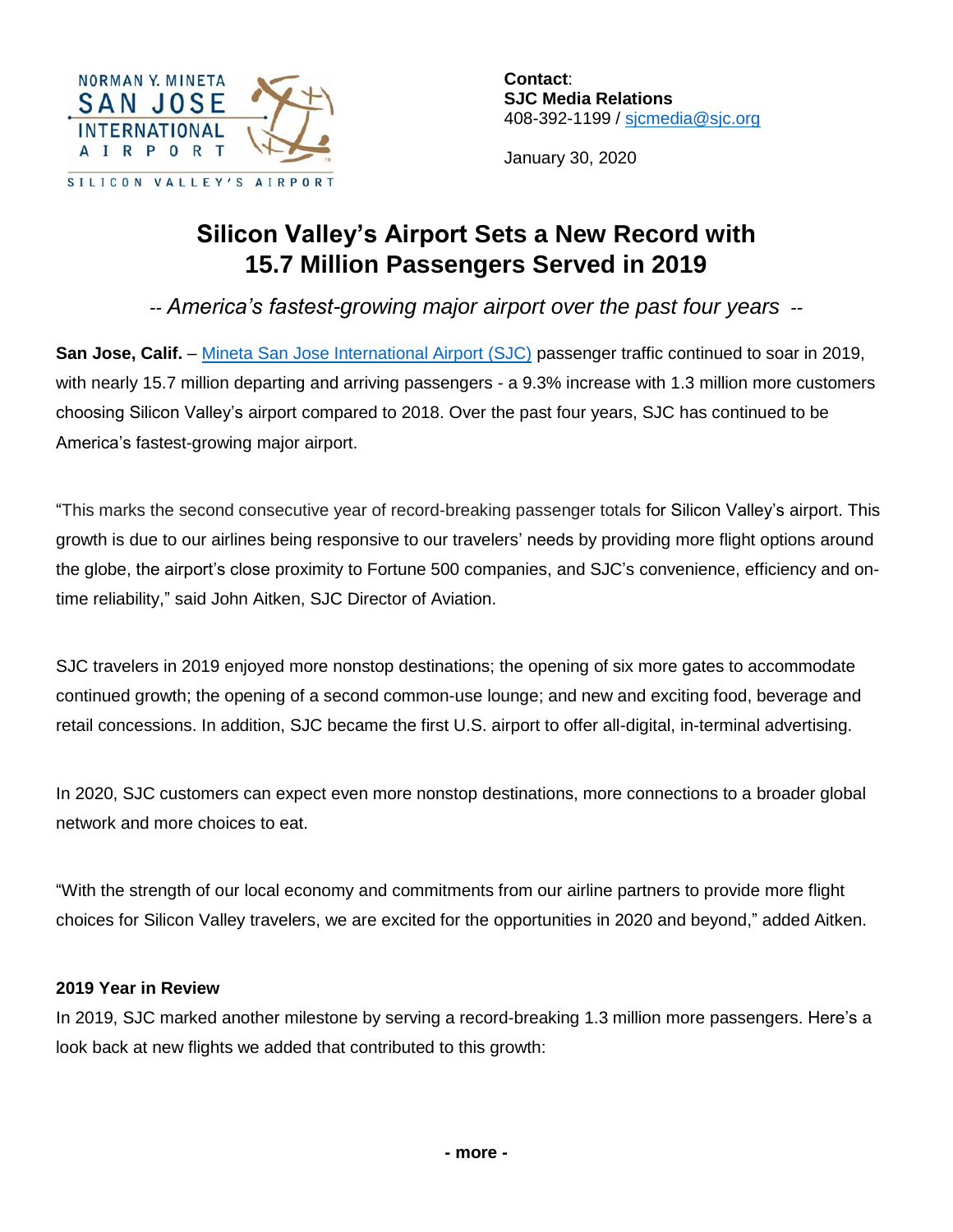NORMAN Y. MINETA SAN JOSE INTERNATIONAL AIRPORT

SILICON VALLEY'S AIRPORT

**Contact**:
**SJC Media Relations**
408-392-1199 / sjcmedia@sjc.org

January 30, 2020

# Silicon Valley's Airport Sets a New Record with 15.7 Million Passengers Served in 2019

*-- America's fastest-growing major airport over the past four years --*

**San Jose, Calif.** – Mineta San Jose International Airport (SJC) passenger traffic continued to soar in 2019, with nearly 15.7 million departing and arriving passengers - a 9.3% increase with 1.3 million more customers choosing Silicon Valley's airport compared to 2018. Over the past four years, SJC has continued to be America's fastest-growing major airport.

"This marks the second consecutive year of record-breaking passenger totals for Silicon Valley's airport. This growth is due to our airlines being responsive to our travelers' needs by providing more flight options around the globe, the airport's close proximity to Fortune 500 companies, and SJC's convenience, efficiency and on-time reliability," said John Aitken, SJC Director of Aviation.

SJC travelers in 2019 enjoyed more nonstop destinations; the opening of six more gates to accommodate continued growth; the opening of a second common-use lounge; and new and exciting food, beverage and retail concessions. In addition, SJC became the first U.S. airport to offer all-digital, in-terminal advertising.

In 2020, SJC customers can expect even more nonstop destinations, more connections to a broader global network and more choices to eat.

"With the strength of our local economy and commitments from our airline partners to provide more flight choices for Silicon Valley travelers, we are excited for the opportunities in 2020 and beyond," added Aitken.

**2019 Year in Review**

In 2019, SJC marked another milestone by serving a record-breaking 1.3 million more passengers. Here's a look back at new flights we added that contributed to this growth:

**- more -**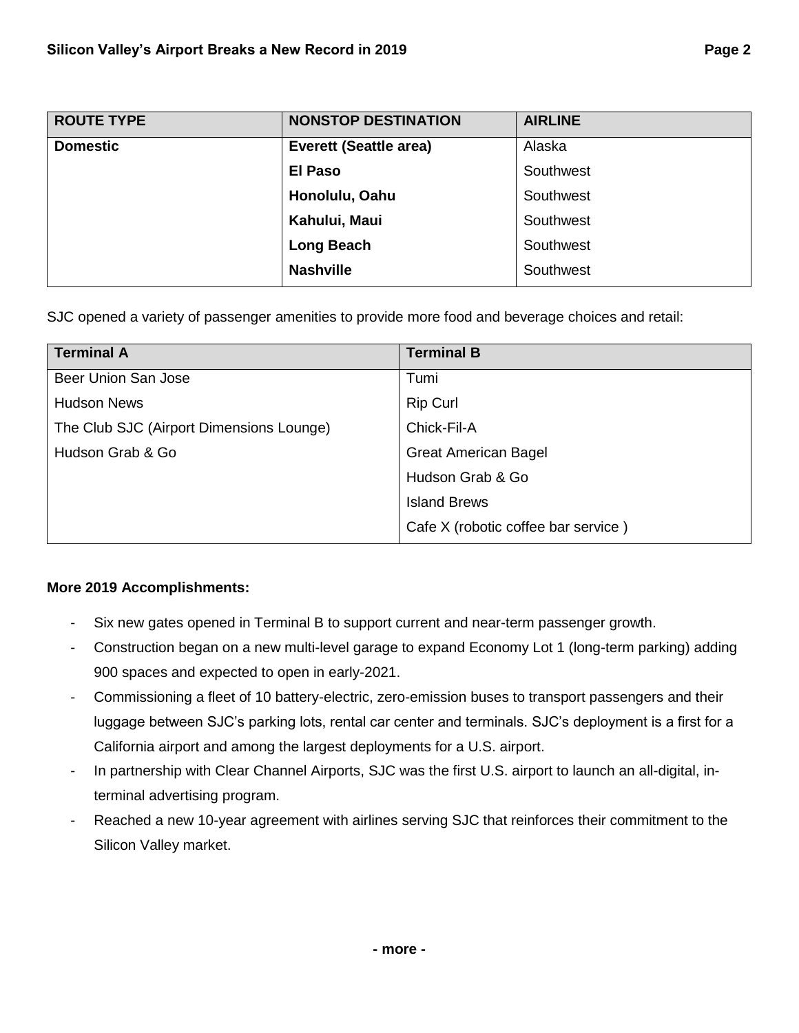| ROUTE TYPE | NONSTOP DESTINATION | AIRLINE |
| --- | --- | --- |
| **Domestic** | **Everett (Seattle area)** | Alaska |
| | **El Paso** | Southwest |
| | **Honolulu, Oahu** | Southwest |
| | **Kahului, Maui** | Southwest |
| | **Long Beach** | Southwest |
| | **Nashville** | Southwest |

SJC opened a variety of passenger amenities to provide more food and beverage choices and retail:

| Terminal A | Terminal B |
| --- | --- |
| Beer Union San Jose | Tumi |
| Hudson News | Rip Curl |
| The Club SJC (Airport Dimensions Lounge) | Chick-Fil-A |
| Hudson Grab & Go | Great American Bagel |
| | Hudson Grab & Go |
| | Island Brews |
| | Cafe X (robotic coffee bar service ) |

**More 2019 Accomplishments:**

- Six new gates opened in Terminal B to support current and near-term passenger growth.
- Construction began on a new multi-level garage to expand Economy Lot 1 (long-term parking) adding 900 spaces and expected to open in early-2021.
- Commissioning a fleet of 10 battery-electric, zero-emission buses to transport passengers and their luggage between SJC's parking lots, rental car center and terminals. SJC's deployment is a first for a California airport and among the largest deployments for a U.S. airport.
- In partnership with Clear Channel Airports, SJC was the first U.S. airport to launch an all-digital, in-terminal advertising program.
- Reached a new 10-year agreement with airlines serving SJC that reinforces their commitment to the Silicon Valley market.

**- more -**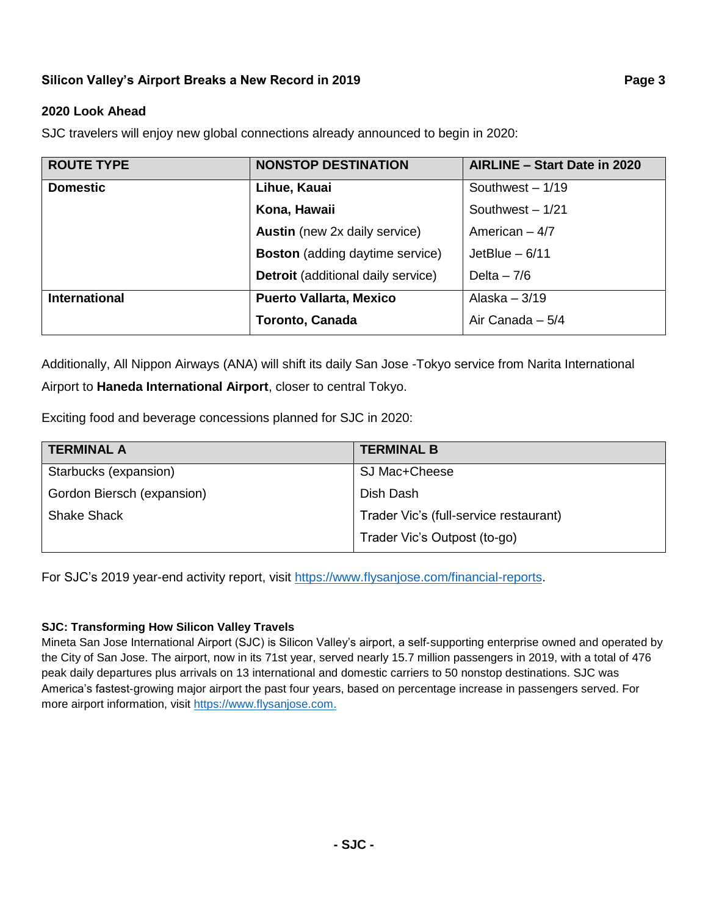## 2020 Look Ahead

SJC travelers will enjoy new global connections already announced to begin in 2020:

| ROUTE TYPE | NONSTOP DESTINATION | AIRLINE – Start Date in 2020 |
|---|---|---|
| **Domestic** | **Lihue, Kauai** | Southwest – 1/19 |
| | **Kona, Hawaii** | Southwest – 1/21 |
| | **Austin** (new 2x daily service) | American – 4/7 |
| | **Boston** (adding daytime service) | JetBlue – 6/11 |
| | **Detroit** (additional daily service) | Delta – 7/6 |
| **International** | **Puerto Vallarta, Mexico** | Alaska – 3/19 |
| | **Toronto, Canada** | Air Canada – 5/4 |

Additionally, All Nippon Airways (ANA) will shift its daily San Jose -Tokyo service from Narita International Airport to **Haneda International Airport**, closer to central Tokyo.

Exciting food and beverage concessions planned for SJC in 2020:

| TERMINAL A | TERMINAL B |
|---|---|
| Starbucks (expansion) | SJ Mac+Cheese |
| Gordon Biersch (expansion) | Dish Dash |
| Shake Shack | Trader Vic's (full-service restaurant) |
| | Trader Vic's Outpost (to-go) |

For SJC's 2019 year-end activity report, visit https://www.flysanjose.com/financial-reports.

**SJC: Transforming How Silicon Valley Travels**

Mineta San Jose International Airport (SJC) is Silicon Valley's airport, a self-supporting enterprise owned and operated by the City of San Jose. The airport, now in its 71st year, served nearly 15.7 million passengers in 2019, with a total of 476 peak daily departures plus arrivals on 13 international and domestic carriers to 50 nonstop destinations. SJC was America's fastest-growing major airport the past four years, based on percentage increase in passengers served. For more airport information, visit https://www.flysanjose.com.

**- SJC -**